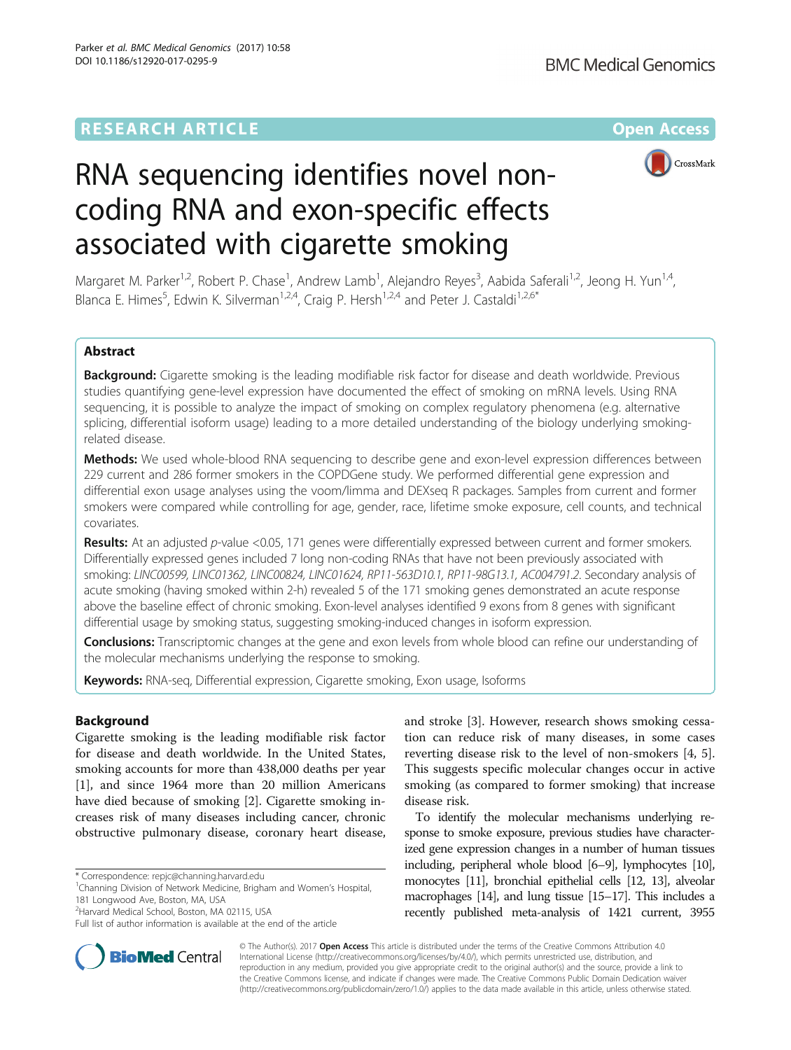RESEARCH ARTICLE

Open Access

# RNA sequencing identifies novel non-coding RNA and exon-specific effects associated with cigarette smoking

Margaret M. Parker[1,2], Robert P. Chase[1], Andrew Lamb[1], Alejandro Reyes[3], Aabida Saferali[1,2], Jeong H. Yun[1,4], Blanca E. Himes[5], Edwin K. Silverman[1,2,4], Craig P. Hersh[1,2,4] and Peter J. Castaldi[1,2,6*]

## Abstract

**Background:** Cigarette smoking is the leading modifiable risk factor for disease and death worldwide. Previous studies quantifying gene-level expression have documented the effect of smoking on mRNA levels. Using RNA sequencing, it is possible to analyze the impact of smoking on complex regulatory phenomena (e.g. alternative splicing, differential isoform usage) leading to a more detailed understanding of the biology underlying smoking-related disease.

**Methods:** We used whole-blood RNA sequencing to describe gene and exon-level expression differences between 229 current and 286 former smokers in the COPDGene study. We performed differential gene expression and differential exon usage analyses using the voom/limma and DEXseq R packages. Samples from current and former smokers were compared while controlling for age, gender, race, lifetime smoke exposure, cell counts, and technical covariates.

**Results:** At an adjusted *p*-value <0.05, 171 genes were differentially expressed between current and former smokers. Differentially expressed genes included 7 long non-coding RNAs that have not been previously associated with smoking: *LINC00599, LINC01362, LINC00824, LINC01624, RP11-563D10.1, RP11-98G13.1, AC004791.2*. Secondary analysis of acute smoking (having smoked within 2-h) revealed 5 of the 171 smoking genes demonstrated an acute response above the baseline effect of chronic smoking. Exon-level analyses identified 9 exons from 8 genes with significant differential usage by smoking status, suggesting smoking-induced changes in isoform expression.

**Conclusions:** Transcriptomic changes at the gene and exon levels from whole blood can refine our understanding of the molecular mechanisms underlying the response to smoking.

**Keywords:** RNA-seq, Differential expression, Cigarette smoking, Exon usage, Isoforms

## Background

Cigarette smoking is the leading modifiable risk factor for disease and death worldwide. In the United States, smoking accounts for more than 438,000 deaths per year [1], and since 1964 more than 20 million Americans have died because of smoking [2]. Cigarette smoking increases risk of many diseases including cancer, chronic obstructive pulmonary disease, coronary heart disease, and stroke [3]. However, research shows smoking cessation can reduce risk of many diseases, in some cases reverting disease risk to the level of non-smokers [4, 5]. This suggests specific molecular changes occur in active smoking (as compared to former smoking) that increase disease risk.

To identify the molecular mechanisms underlying response to smoke exposure, previous studies have characterized gene expression changes in a number of human tissues including, peripheral whole blood [6–9], lymphocytes [10], monocytes [11], bronchial epithelial cells [12, 13], alveolar macrophages [14], and lung tissue [15–17]. This includes a recently published meta-analysis of 1421 current, 3955

\* Correspondence: repjc@channing.harvard.edu
[1]Channing Division of Network Medicine, Brigham and Women's Hospital, 181 Longwood Ave, Boston, MA, USA
[2]Harvard Medical School, Boston, MA 02115, USA
Full list of author information is available at the end of the article

© The Author(s). 2017 **Open Access** This article is distributed under the terms of the Creative Commons Attribution 4.0 International License (http://creativecommons.org/licenses/by/4.0/), which permits unrestricted use, distribution, and reproduction in any medium, provided you give appropriate credit to the original author(s) and the source, provide a link to the Creative Commons license, and indicate if changes were made. The Creative Commons Public Domain Dedication waiver (http://creativecommons.org/publicdomain/zero/1.0/) applies to the data made available in this article, unless otherwise stated.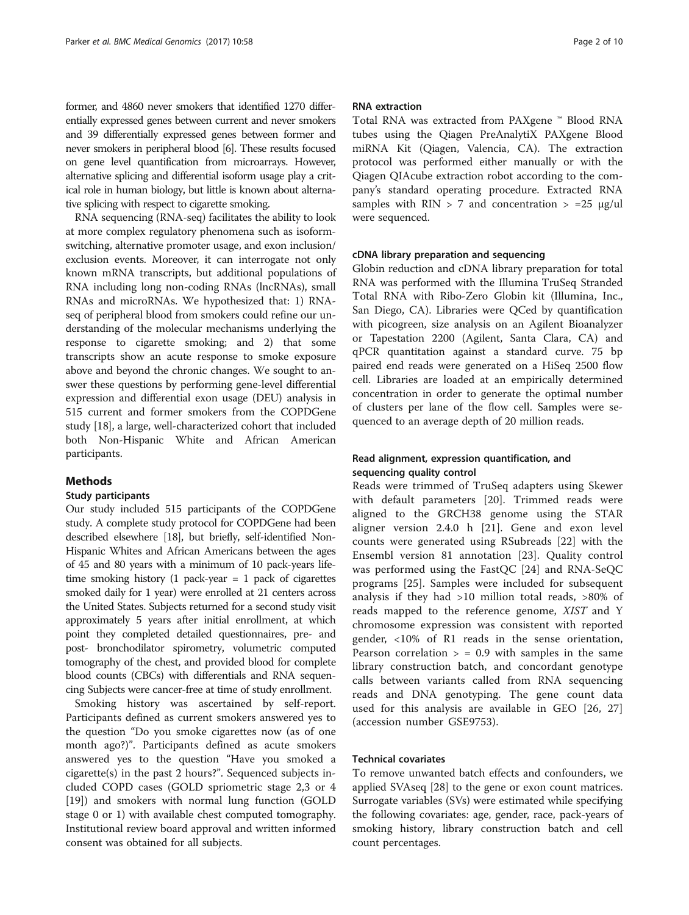former, and 4860 never smokers that identified 1270 differentially expressed genes between current and never smokers and 39 differentially expressed genes between former and never smokers in peripheral blood [6]. These results focused on gene level quantification from microarrays. However, alternative splicing and differential isoform usage play a critical role in human biology, but little is known about alternative splicing with respect to cigarette smoking.

RNA sequencing (RNA-seq) facilitates the ability to look at more complex regulatory phenomena such as isoform-switching, alternative promoter usage, and exon inclusion/exclusion events. Moreover, it can interrogate not only known mRNA transcripts, but additional populations of RNA including long non-coding RNAs (lncRNAs), small RNAs and microRNAs. We hypothesized that: 1) RNA-seq of peripheral blood from smokers could refine our understanding of the molecular mechanisms underlying the response to cigarette smoking; and 2) that some transcripts show an acute response to smoke exposure above and beyond the chronic changes. We sought to answer these questions by performing gene-level differential expression and differential exon usage (DEU) analysis in 515 current and former smokers from the COPDGene study [18], a large, well-characterized cohort that included both Non-Hispanic White and African American participants.

## Methods

### Study participants

Our study included 515 participants of the COPDGene study. A complete study protocol for COPDGene had been described elsewhere [18], but briefly, self-identified Non-Hispanic Whites and African Americans between the ages of 45 and 80 years with a minimum of 10 pack-years lifetime smoking history (1 pack-year = 1 pack of cigarettes smoked daily for 1 year) were enrolled at 21 centers across the United States. Subjects returned for a second study visit approximately 5 years after initial enrollment, at which point they completed detailed questionnaires, pre- and post- bronchodilator spirometry, volumetric computed tomography of the chest, and provided blood for complete blood counts (CBCs) with differentials and RNA sequencing Subjects were cancer-free at time of study enrollment.

Smoking history was ascertained by self-report. Participants defined as current smokers answered yes to the question "Do you smoke cigarettes now (as of one month ago?)". Participants defined as acute smokers answered yes to the question "Have you smoked a cigarette(s) in the past 2 hours?". Sequenced subjects included COPD cases (GOLD spriometric stage 2,3 or 4 [19]) and smokers with normal lung function (GOLD stage 0 or 1) with available chest computed tomography. Institutional review board approval and written informed consent was obtained for all subjects.

### RNA extraction

Total RNA was extracted from PAXgene ™ Blood RNA tubes using the Qiagen PreAnalytiX PAXgene Blood miRNA Kit (Qiagen, Valencia, CA). The extraction protocol was performed either manually or with the Qiagen QIAcube extraction robot according to the company's standard operating procedure. Extracted RNA samples with RIN > 7 and concentration > =25 μg/ul were sequenced.

### cDNA library preparation and sequencing

Globin reduction and cDNA library preparation for total RNA was performed with the Illumina TruSeq Stranded Total RNA with Ribo-Zero Globin kit (Illumina, Inc., San Diego, CA). Libraries were QCed by quantification with picogreen, size analysis on an Agilent Bioanalyzer or Tapestation 2200 (Agilent, Santa Clara, CA) and qPCR quantitation against a standard curve. 75 bp paired end reads were generated on a HiSeq 2500 flow cell. Libraries are loaded at an empirically determined concentration in order to generate the optimal number of clusters per lane of the flow cell. Samples were sequenced to an average depth of 20 million reads.

### Read alignment, expression quantification, and sequencing quality control

Reads were trimmed of TruSeq adapters using Skewer with default parameters [20]. Trimmed reads were aligned to the GRCH38 genome using the STAR aligner version 2.4.0 h [21]. Gene and exon level counts were generated using RSubreads [22] with the Ensembl version 81 annotation [23]. Quality control was performed using the FastQC [24] and RNA-SeQC programs [25]. Samples were included for subsequent analysis if they had >10 million total reads, >80% of reads mapped to the reference genome, *XIST* and Y chromosome expression was consistent with reported gender, <10% of R1 reads in the sense orientation, Pearson correlation > = 0.9 with samples in the same library construction batch, and concordant genotype calls between variants called from RNA sequencing reads and DNA genotyping. The gene count data used for this analysis are available in GEO [26, 27] (accession number GSE9753).

### Technical covariates

To remove unwanted batch effects and confounders, we applied SVAseq [28] to the gene or exon count matrices. Surrogate variables (SVs) were estimated while specifying the following covariates: age, gender, race, pack-years of smoking history, library construction batch and cell count percentages.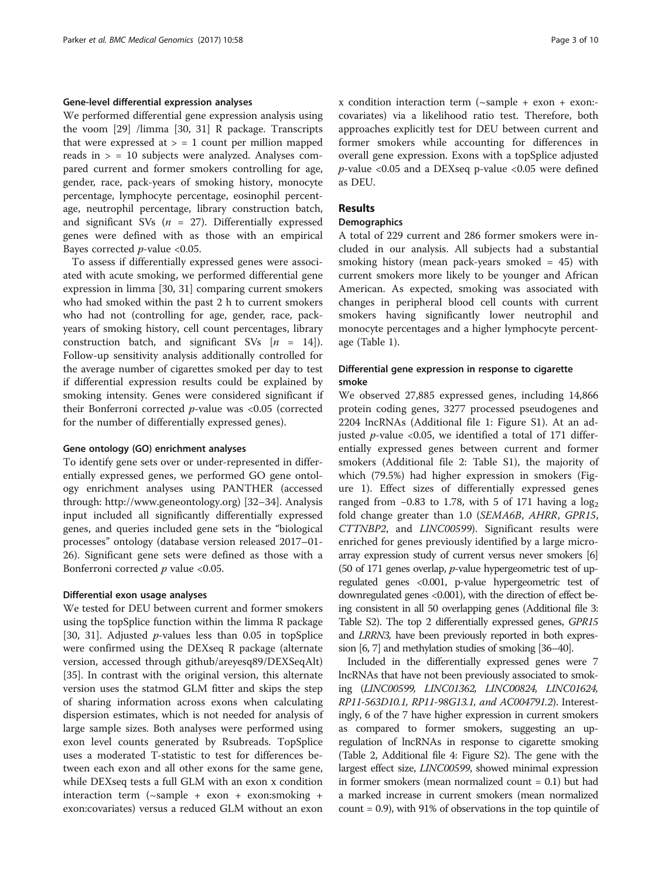#### Gene-level differential expression analyses

We performed differential gene expression analysis using the voom [29] /limma [30, 31] R package. Transcripts that were expressed at > = 1 count per million mapped reads in > = 10 subjects were analyzed. Analyses compared current and former smokers controlling for age, gender, race, pack-years of smoking history, monocyte percentage, lymphocyte percentage, eosinophil percentage, neutrophil percentage, library construction batch, and significant SVs ($n$ = 27). Differentially expressed genes were defined with as those with an empirical Bayes corrected $p$-value <0.05.

To assess if differentially expressed genes were associated with acute smoking, we performed differential gene expression in limma [30, 31] comparing current smokers who had smoked within the past 2 h to current smokers who had not (controlling for age, gender, race, pack-years of smoking history, cell count percentages, library construction batch, and significant SVs [$n$ = 14]). Follow-up sensitivity analysis additionally controlled for the average number of cigarettes smoked per day to test if differential expression results could be explained by smoking intensity. Genes were considered significant if their Bonferroni corrected $p$-value was <0.05 (corrected for the number of differentially expressed genes).

#### Gene ontology (GO) enrichment analyses

To identify gene sets over or under-represented in differentially expressed genes, we performed GO gene ontology enrichment analyses using PANTHER (accessed through: http://www.geneontology.org) [32–34]. Analysis input included all significantly differentially expressed genes, and queries included gene sets in the "biological processes" ontology (database version released 2017–01-26). Significant gene sets were defined as those with a Bonferroni corrected $p$ value <0.05.

#### Differential exon usage analyses

We tested for DEU between current and former smokers using the topSplice function within the limma R package [30, 31]. Adjusted $p$-values less than 0.05 in topSplice were confirmed using the DEXseq R package (alternate version, accessed through github/areyesq89/DEXSeqAlt) [35]. In contrast with the original version, this alternate version uses the statmod GLM fitter and skips the step of sharing information across exons when calculating dispersion estimates, which is not needed for analysis of large sample sizes. Both analyses were performed using exon level counts generated by Rsubreads. TopSplice uses a moderated T-statistic to test for differences between each exon and all other exons for the same gene, while DEXseq tests a full GLM with an exon x condition interaction term (~sample + exon + exon:smoking + exon:covariates) versus a reduced GLM without an exon x condition interaction term (~sample + exon + exon:covariates) via a likelihood ratio test. Therefore, both approaches explicitly test for DEU between current and former smokers while accounting for differences in overall gene expression. Exons with a topSplice adjusted $p$-value <0.05 and a DEXseq p-value <0.05 were defined as DEU.

## Results

#### Demographics

A total of 229 current and 286 former smokers were included in our analysis. All subjects had a substantial smoking history (mean pack-years smoked = 45) with current smokers more likely to be younger and African American. As expected, smoking was associated with changes in peripheral blood cell counts with current smokers having significantly lower neutrophil and monocyte percentages and a higher lymphocyte percentage (Table 1).

#### Differential gene expression in response to cigarette smoke

We observed 27,885 expressed genes, including 14,866 protein coding genes, 3277 processed pseudogenes and 2204 lncRNAs (Additional file 1: Figure S1). At an adjusted $p$-value <0.05, we identified a total of 171 differentially expressed genes between current and former smokers (Additional file 2: Table S1), the majority of which (79.5%) had higher expression in smokers (Figure 1). Effect sizes of differentially expressed genes ranged from −0.83 to 1.78, with 5 of 171 having a $\log_2$ fold change greater than 1.0 (*SEMA6B*, *AHRR*, *GPR15*, *CTTNBP2*, and *LINC00599*). Significant results were enriched for genes previously identified by a large microarray expression study of current versus never smokers [6] (50 of 171 genes overlap, $p$-value hypergeometric test of upregulated genes <0.001, p-value hypergeometric test of downregulated genes <0.001), with the direction of effect being consistent in all 50 overlapping genes (Additional file 3: Table S2). The top 2 differentially expressed genes, *GPR15* and *LRRN3*, have been previously reported in both expression [6, 7] and methylation studies of smoking [36–40].

Included in the differentially expressed genes were 7 lncRNAs that have not been previously associated to smoking (*LINC00599, LINC01362, LINC00824, LINC01624, RP11-563D10.1, RP11-98G13.1, and AC004791.2*). Interestingly, 6 of the 7 have higher expression in current smokers as compared to former smokers, suggesting an upregulation of lncRNAs in response to cigarette smoking (Table 2, Additional file 4: Figure S2). The gene with the largest effect size, *LINC00599*, showed minimal expression in former smokers (mean normalized count = 0.1) but had a marked increase in current smokers (mean normalized count = 0.9), with 91% of observations in the top quintile of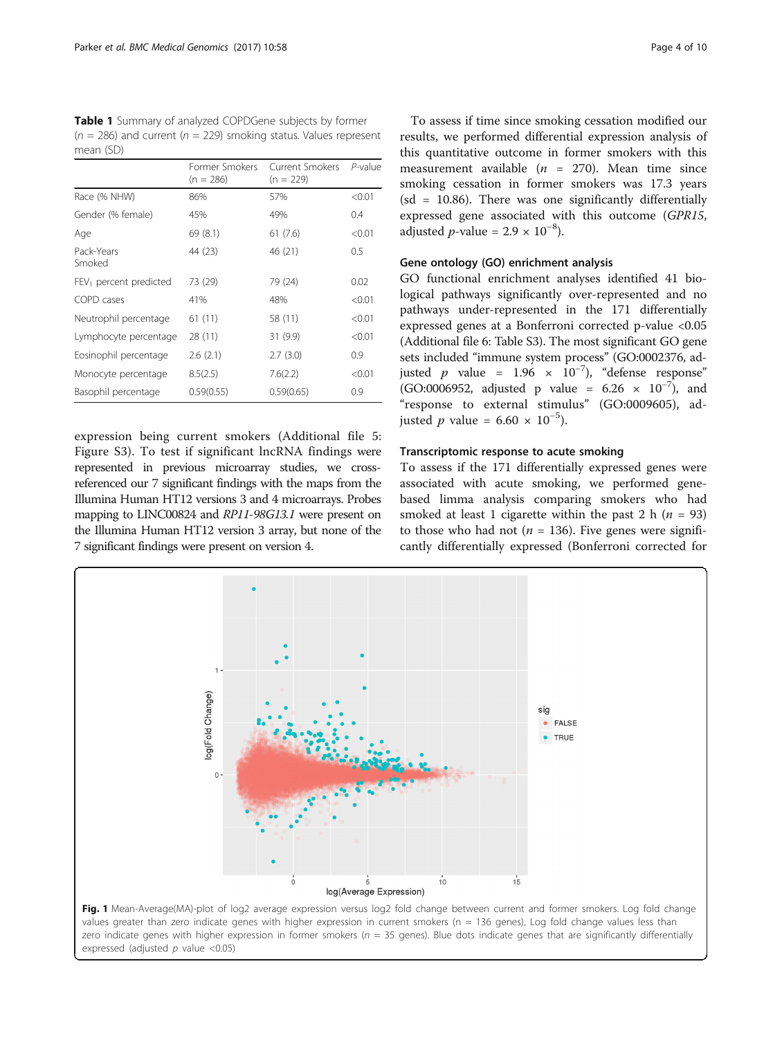**Table 1** Summary of analyzed COPDGene subjects by former ($n$ = 286) and current ($n$ = 229) smoking status. Values represent mean (SD)

| | Former Smokers (n = 286) | Current Smokers (n = 229) | P-value |
|---|---|---|---|
| Race (% NHW) | 86% | 57% | <0.01 |
| Gender (% female) | 45% | 49% | 0.4 |
| Age | 69 (8.1) | 61 (7.6) | <0.01 |
| Pack-Years Smoked | 44 (23) | 46 (21) | 0.5 |
| $FEV_1$ percent predicted | 73 (29) | 79 (24) | 0.02 |
| COPD cases | 41% | 48% | <0.01 |
| Neutrophil percentage | 61 (11) | 58 (11) | <0.01 |
| Lymphocyte percentage | 28 (11) | 31 (9.9) | <0.01 |
| Eosinophil percentage | 2.6 (2.1) | 2.7 (3.0) | 0.9 |
| Monocyte percentage | 8.5(2.5) | 7.6(2.2) | <0.01 |
| Basophil percentage | 0.59(0.55) | 0.59(0.65) | 0.9 |

expression being current smokers (Additional file 5: Figure S3). To test if significant lncRNA findings were represented in previous microarray studies, we cross-referenced our 7 significant findings with the maps from the Illumina Human HT12 versions 3 and 4 microarrays. Probes mapping to LINC00824 and *RP11-98G13.1* were present on the Illumina Human HT12 version 3 array, but none of the 7 significant findings were present on version 4.

To assess if time since smoking cessation modified our results, we performed differential expression analysis of this quantitative outcome in former smokers with this measurement available ($n$ = 270). Mean time since smoking cessation in former smokers was 17.3 years (sd = 10.86). There was one significantly differentially expressed gene associated with this outcome (*GPR15*, adjusted $p$-value = $2.9 \times 10^{-8}$).

### Gene ontology (GO) enrichment analysis

GO functional enrichment analyses identified 41 biological pathways significantly over-represented and no pathways under-represented in the 171 differentially expressed genes at a Bonferroni corrected p-value <0.05 (Additional file 6: Table S3). The most significant GO gene sets included "immune system process" (GO:0002376, adjusted $p$ value = $1.96 \times 10^{-7}$), "defense response" (GO:0006952, adjusted p value = $6.26 \times 10^{-7}$), and "response to external stimulus" (GO:0009605), adjusted $p$ value = $6.60 \times 10^{-5}$).

### Transcriptomic response to acute smoking

To assess if the 171 differentially expressed genes were associated with acute smoking, we performed gene-based limma analysis comparing smokers who had smoked at least 1 cigarette within the past 2 h ($n$ = 93) to those who had not ($n$ = 136). Five genes were significantly differentially expressed (Bonferroni corrected for

**Fig. 1** Mean-Average(MA)-plot of log2 average expression versus log2 fold change between current and former smokers. Log fold change values greater than zero indicate genes with higher expression in current smokers (n = 136 genes), Log fold change values less than zero indicate genes with higher expression in former smokers (n = 35 genes). Blue dots indicate genes that are significantly differentially expressed (adjusted p value <0.05)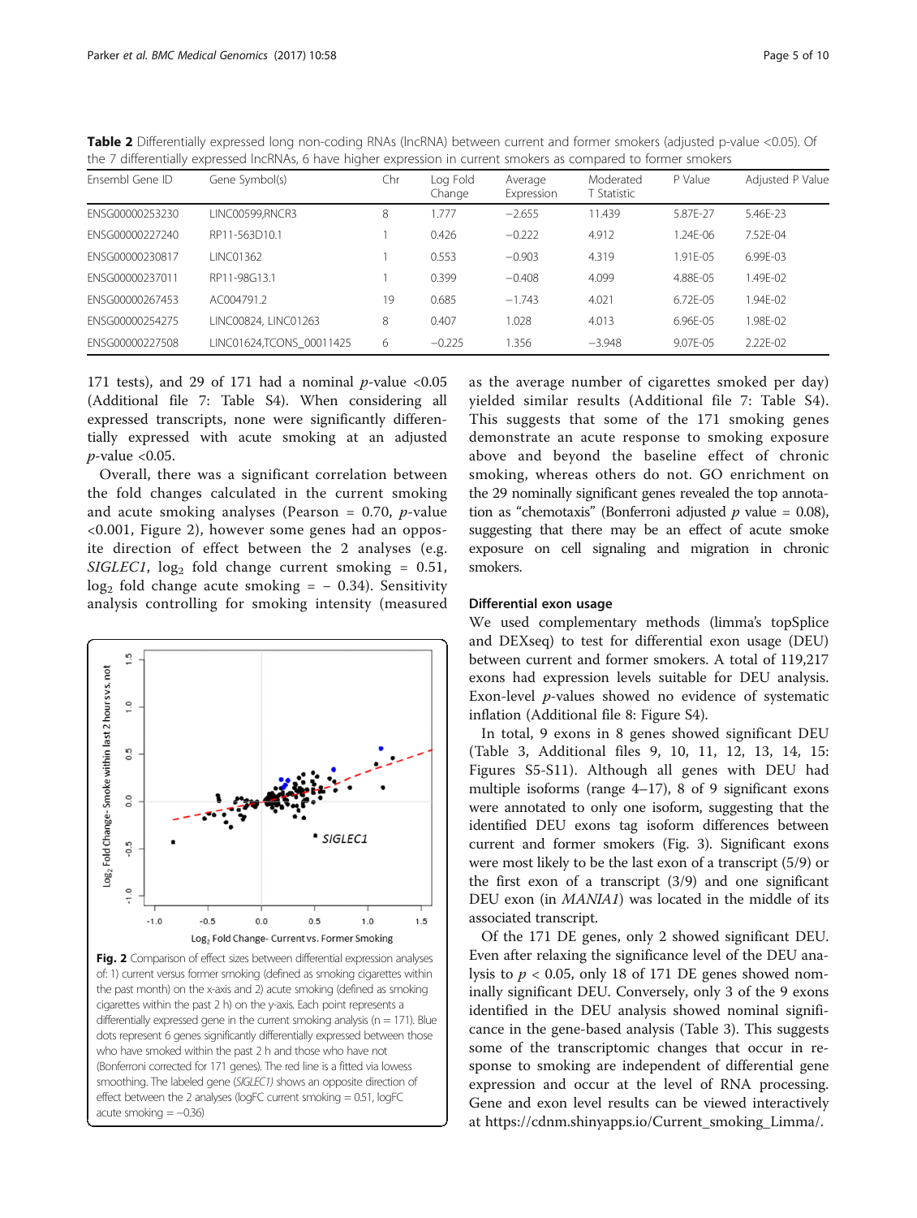**Table 2** Differentially expressed long non-coding RNAs (lncRNA) between current and former smokers (adjusted p-value <0.05). Of the 7 differentially expressed lncRNAs, 6 have higher expression in current smokers as compared to former smokers

| Ensembl Gene ID | Gene Symbol(s) | Chr | Log Fold Change | Average Expression | Moderated T Statistic | P Value | Adjusted P Value |
|---|---|---|---|---|---|---|---|
| ENSG00000253230 | LINC00599,RNCR3 | 8 | 1.777 | −2.655 | 11.439 | 5.87E-27 | 5.46E-23 |
| ENSG00000227240 | RP11-563D10.1 | 1 | 0.426 | −0.222 | 4.912 | 1.24E-06 | 7.52E-04 |
| ENSG00000230817 | LINC01362 | 1 | 0.553 | −0.903 | 4.319 | 1.91E-05 | 6.99E-03 |
| ENSG00000237011 | RP11-98G13.1 | 1 | 0.399 | −0.408 | 4.099 | 4.88E-05 | 1.49E-02 |
| ENSG00000267453 | AC004791.2 | 19 | 0.685 | −1.743 | 4.021 | 6.72E-05 | 1.94E-02 |
| ENSG00000254275 | LINC00824, LINC01263 | 8 | 0.407 | 1.028 | 4.013 | 6.96E-05 | 1.98E-02 |
| ENSG00000227508 | LINC01624,TCONS_00011425 | 6 | −0.225 | 1.356 | −3.948 | 9.07E-05 | 2.22E-02 |

171 tests), and 29 of 171 had a nominal $p$-value <0.05 (Additional file 7: Table S4). When considering all expressed transcripts, none were significantly differentially expressed with acute smoking at an adjusted $p$-value <0.05.

Overall, there was a significant correlation between the fold changes calculated in the current smoking and acute smoking analyses (Pearson = 0.70, $p$-value <0.001, Figure 2), however some genes had an opposite direction of effect between the 2 analyses (e.g. *SIGLEC1*, $\log_2$ fold change current smoking = 0.51, $\log_2$ fold change acute smoking = − 0.34). Sensitivity analysis controlling for smoking intensity (measured as the average number of cigarettes smoked per day) yielded similar results (Additional file 7: Table S4). This suggests that some of the 171 smoking genes demonstrate an acute response to smoking exposure above and beyond the baseline effect of chronic smoking, whereas others do not. GO enrichment on the 29 nominally significant genes revealed the top annotation as "chemotaxis" (Bonferroni adjusted $p$ value = 0.08), suggesting that there may be an effect of acute smoke exposure on cell signaling and migration in chronic smokers.

**Fig. 2** Comparison of effect sizes between differential expression analyses of: 1) current versus former smoking (defined as smoking cigarettes within the past month) on the x-axis and 2) acute smoking (defined as smoking cigarettes within the past 2 h) on the y-axis. Each point represents a differentially expressed gene in the current smoking analysis (n = 171). Blue dots represent 6 genes significantly differentially expressed between those who have smoked within the past 2 h and those who have not (Bonferroni corrected for 171 genes). The red line is a fitted via lowess smoothing. The labeled gene (*SIGLEC1*) shows an opposite direction of effect between the 2 analyses (logFC current smoking = 0.51, logFC acute smoking = −0.36)

### Differential exon usage

We used complementary methods (limma's topSplice and DEXseq) to test for differential exon usage (DEU) between current and former smokers. A total of 119,217 exons had expression levels suitable for DEU analysis. Exon-level $p$-values showed no evidence of systematic inflation (Additional file 8: Figure S4).

In total, 9 exons in 8 genes showed significant DEU (Table 3, Additional files 9, 10, 11, 12, 13, 14, 15: Figures S5-S11). Although all genes with DEU had multiple isoforms (range 4–17), 8 of 9 significant exons were annotated to only one isoform, suggesting that the identified DEU exons tag isoform differences between current and former smokers (Fig. 3). Significant exons were most likely to be the last exon of a transcript (5/9) or the first exon of a transcript (3/9) and one significant DEU exon (in *MANIA1*) was located in the middle of its associated transcript.

Of the 171 DE genes, only 2 showed significant DEU. Even after relaxing the significance level of the DEU analysis to $p$ < 0.05, only 18 of 171 DE genes showed nominally significant DEU. Conversely, only 3 of the 9 exons identified in the DEU analysis showed nominal significance in the gene-based analysis (Table 3). This suggests some of the transcriptomic changes that occur in response to smoking are independent of differential gene expression and occur at the level of RNA processing. Gene and exon level results can be viewed interactively at https://cdnm.shinyapps.io/Current_smoking_Limma/.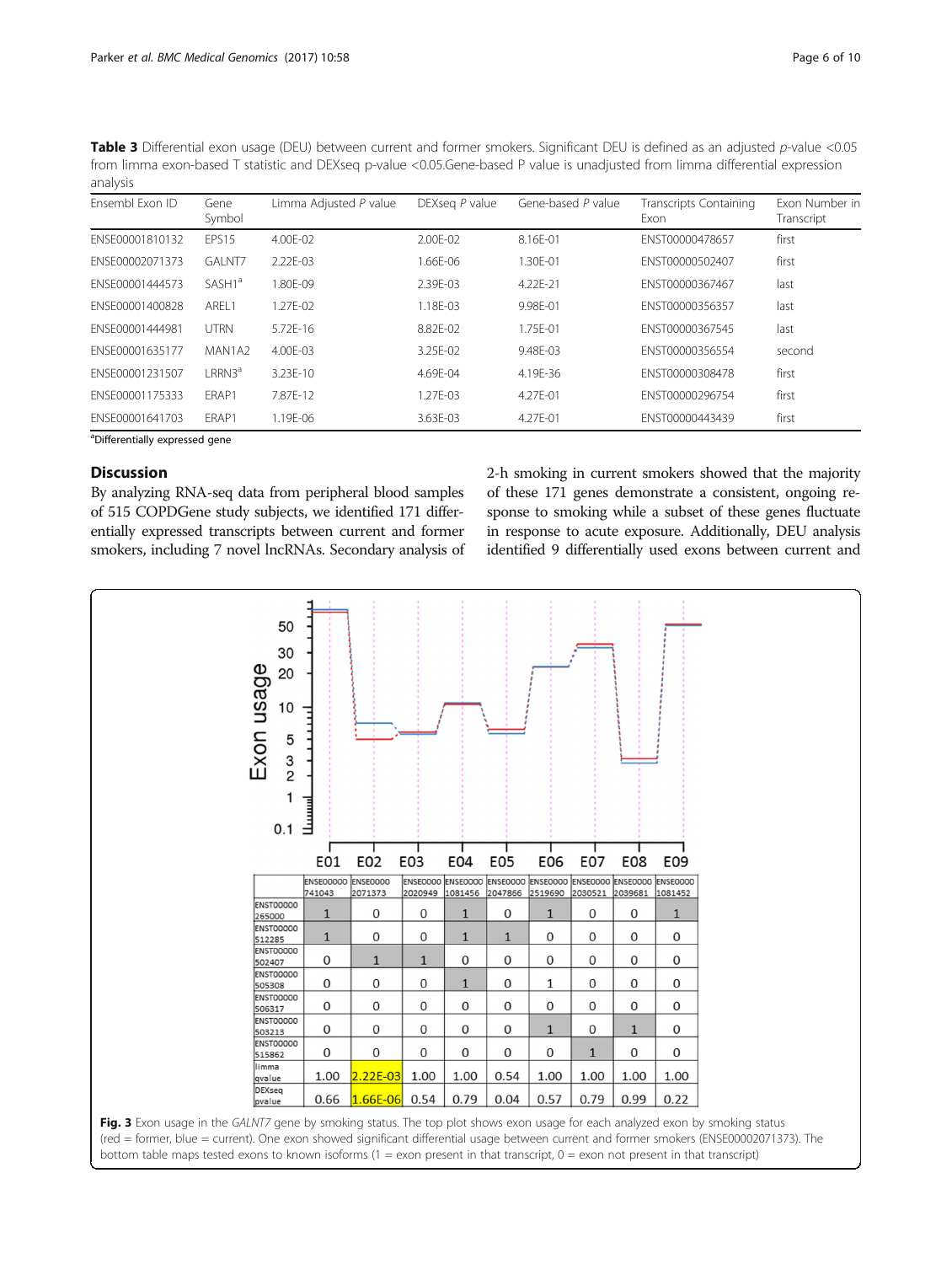**Table 3** Differential exon usage (DEU) between current and former smokers. Significant DEU is defined as an adjusted *p*-value <0.05 from limma exon-based T statistic and DEXseq p-value <0.05.Gene-based P value is unadjusted from limma differential expression analysis

| Ensembl Exon ID | Gene Symbol | Limma Adjusted *P* value | DEXseq *P* value | Gene-based *P* value | Transcripts Containing Exon | Exon Number in Transcript |
|---|---|---|---|---|---|---|
| ENSE00001810132 | EPS15 | 4.00E-02 | 2.00E-02 | 8.16E-01 | ENST00000478657 | first |
| ENSE00002071373 | GALNT7 | 2.22E-03 | 1.66E-06 | 1.30E-01 | ENST00000502407 | first |
| ENSE00001444573 | SASH1[a] | 1.80E-09 | 2.39E-03 | 4.22E-21 | ENST00000367467 | last |
| ENSE00001400828 | AREL1 | 1.27E-02 | 1.18E-03 | 9.98E-01 | ENST00000356357 | last |
| ENSE00001444981 | UTRN | 5.72E-16 | 8.82E-02 | 1.75E-01 | ENST00000367545 | last |
| ENSE00001635177 | MAN1A2 | 4.00E-03 | 3.25E-02 | 9.48E-03 | ENST00000356554 | second |
| ENSE00001231507 | LRRN3[a] | 3.23E-10 | 4.69E-04 | 4.19E-36 | ENST00000308478 | first |
| ENSE00001175333 | ERAP1 | 7.87E-12 | 1.27E-03 | 4.27E-01 | ENST00000296754 | first |
| ENSE00001641703 | ERAP1 | 1.19E-06 | 3.63E-03 | 4.27E-01 | ENST00000443439 | first |

[a]Differentially expressed gene

## Discussion

By analyzing RNA-seq data from peripheral blood samples of 515 COPDGene study subjects, we identified 171 differentially expressed transcripts between current and former smokers, including 7 novel lncRNAs. Secondary analysis of 2-h smoking in current smokers showed that the majority of these 171 genes demonstrate a consistent, ongoing response to smoking while a subset of these genes fluctuate in response to acute exposure. Additionally, DEU analysis identified 9 differentially used exons between current and

**Fig. 3** Exon usage in the *GALNT7* gene by smoking status. The top plot shows exon usage for each analyzed exon by smoking status (red = former, blue = current). One exon showed significant differential usage between current and former smokers (ENSE00002071373). The bottom table maps tested exons to known isoforms (1 = exon present in that transcript, 0 = exon not present in that transcript)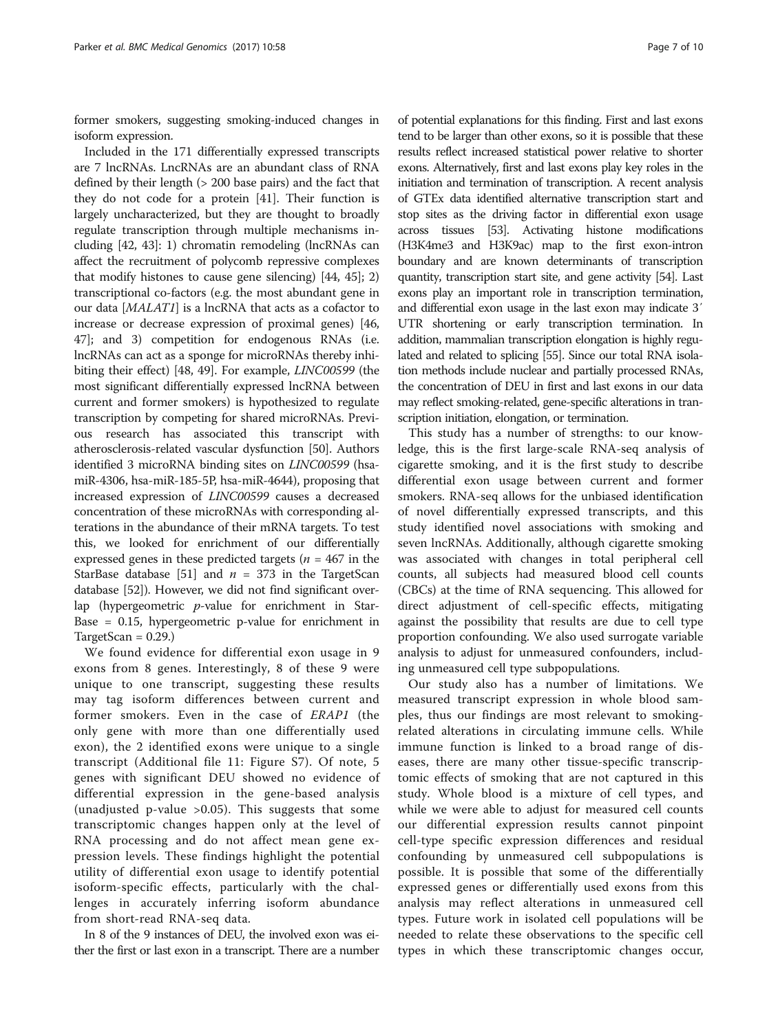former smokers, suggesting smoking-induced changes in isoform expression.

Included in the 171 differentially expressed transcripts are 7 lncRNAs. LncRNAs are an abundant class of RNA defined by their length (> 200 base pairs) and the fact that they do not code for a protein [41]. Their function is largely uncharacterized, but they are thought to broadly regulate transcription through multiple mechanisms including [42, 43]: 1) chromatin remodeling (lncRNAs can affect the recruitment of polycomb repressive complexes that modify histones to cause gene silencing) [44, 45]; 2) transcriptional co-factors (e.g. the most abundant gene in our data [*MALAT1*] is a lncRNA that acts as a cofactor to increase or decrease expression of proximal genes) [46, 47]; and 3) competition for endogenous RNAs (i.e. lncRNAs can act as a sponge for microRNAs thereby inhibiting their effect) [48, 49]. For example, *LINC00599* (the most significant differentially expressed lncRNA between current and former smokers) is hypothesized to regulate transcription by competing for shared microRNAs. Previous research has associated this transcript with atherosclerosis-related vascular dysfunction [50]. Authors identified 3 microRNA binding sites on *LINC00599* (hsa-miR-4306, hsa-miR-185-5P, hsa-miR-4644), proposing that increased expression of *LINC00599* causes a decreased concentration of these microRNAs with corresponding alterations in the abundance of their mRNA targets. To test this, we looked for enrichment of our differentially expressed genes in these predicted targets ($n = 467$ in the StarBase database [51] and $n = 373$ in the TargetScan database [52]). However, we did not find significant overlap (hypergeometric $p$-value for enrichment in StarBase = 0.15, hypergeometric p-value for enrichment in TargetScan = 0.29.)

We found evidence for differential exon usage in 9 exons from 8 genes. Interestingly, 8 of these 9 were unique to one transcript, suggesting these results may tag isoform differences between current and former smokers. Even in the case of *ERAP1* (the only gene with more than one differentially used exon), the 2 identified exons were unique to a single transcript (Additional file 11: Figure S7). Of note, 5 genes with significant DEU showed no evidence of differential expression in the gene-based analysis (unadjusted p-value >0.05). This suggests that some transcriptomic changes happen only at the level of RNA processing and do not affect mean gene expression levels. These findings highlight the potential utility of differential exon usage to identify potential isoform-specific effects, particularly with the challenges in accurately inferring isoform abundance from short-read RNA-seq data.

In 8 of the 9 instances of DEU, the involved exon was either the first or last exon in a transcript. There are a number of potential explanations for this finding. First and last exons tend to be larger than other exons, so it is possible that these results reflect increased statistical power relative to shorter exons. Alternatively, first and last exons play key roles in the initiation and termination of transcription. A recent analysis of GTEx data identified alternative transcription start and stop sites as the driving factor in differential exon usage across tissues [53]. Activating histone modifications (H3K4me3 and H3K9ac) map to the first exon-intron boundary and are known determinants of transcription quantity, transcription start site, and gene activity [54]. Last exons play an important role in transcription termination, and differential exon usage in the last exon may indicate 3′ UTR shortening or early transcription termination. In addition, mammalian transcription elongation is highly regulated and related to splicing [55]. Since our total RNA isolation methods include nuclear and partially processed RNAs, the concentration of DEU in first and last exons in our data may reflect smoking-related, gene-specific alterations in transcription initiation, elongation, or termination.

This study has a number of strengths: to our knowledge, this is the first large-scale RNA-seq analysis of cigarette smoking, and it is the first study to describe differential exon usage between current and former smokers. RNA-seq allows for the unbiased identification of novel differentially expressed transcripts, and this study identified novel associations with smoking and seven lncRNAs. Additionally, although cigarette smoking was associated with changes in total peripheral cell counts, all subjects had measured blood cell counts (CBCs) at the time of RNA sequencing. This allowed for direct adjustment of cell-specific effects, mitigating against the possibility that results are due to cell type proportion confounding. We also used surrogate variable analysis to adjust for unmeasured confounders, including unmeasured cell type subpopulations.

Our study also has a number of limitations. We measured transcript expression in whole blood samples, thus our findings are most relevant to smoking-related alterations in circulating immune cells. While immune function is linked to a broad range of diseases, there are many other tissue-specific transcriptomic effects of smoking that are not captured in this study. Whole blood is a mixture of cell types, and while we were able to adjust for measured cell counts our differential expression results cannot pinpoint cell-type specific expression differences and residual confounding by unmeasured cell subpopulations is possible. It is possible that some of the differentially expressed genes or differentially used exons from this analysis may reflect alterations in unmeasured cell types. Future work in isolated cell populations will be needed to relate these observations to the specific cell types in which these transcriptomic changes occur,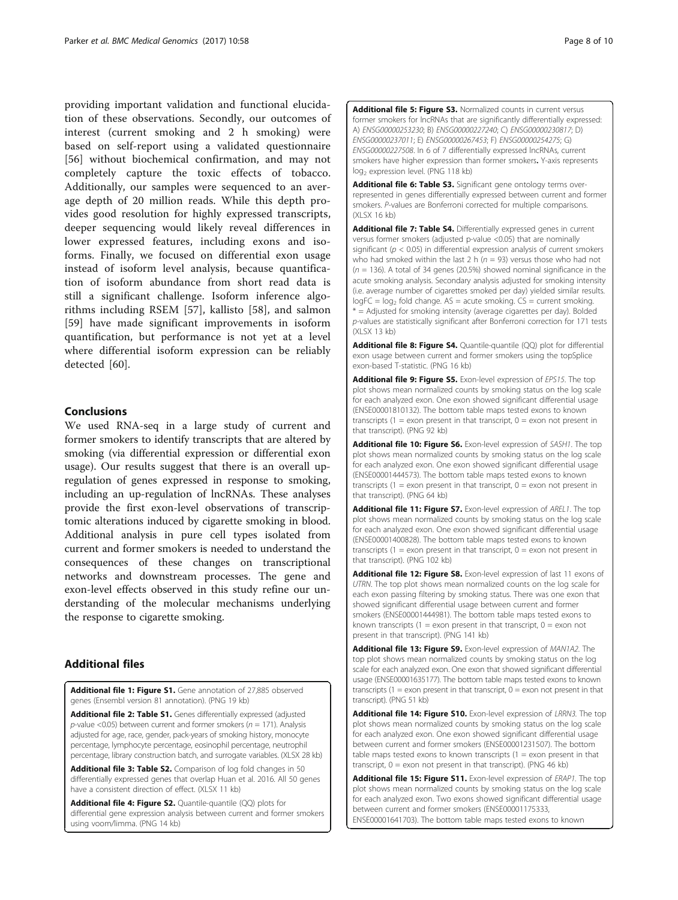providing important validation and functional elucidation of these observations. Secondly, our outcomes of interest (current smoking and 2 h smoking) were based on self-report using a validated questionnaire [56] without biochemical confirmation, and may not completely capture the toxic effects of tobacco. Additionally, our samples were sequenced to an average depth of 20 million reads. While this depth provides good resolution for highly expressed transcripts, deeper sequencing would likely reveal differences in lower expressed features, including exons and isoforms. Finally, we focused on differential exon usage instead of isoform level analysis, because quantification of isoform abundance from short read data is still a significant challenge. Isoform inference algorithms including RSEM [57], kallisto [58], and salmon [59] have made significant improvements in isoform quantification, but performance is not yet at a level where differential isoform expression can be reliably detected [60].

## Conclusions

We used RNA-seq in a large study of current and former smokers to identify transcripts that are altered by smoking (via differential expression or differential exon usage). Our results suggest that there is an overall up-regulation of genes expressed in response to smoking, including an up-regulation of lncRNAs. These analyses provide the first exon-level observations of transcriptomic alterations induced by cigarette smoking in blood. Additional analysis in pure cell types isolated from current and former smokers is needed to understand the consequences of these changes on transcriptional networks and downstream processes. The gene and exon-level effects observed in this study refine our understanding of the molecular mechanisms underlying the response to cigarette smoking.

## Additional files

**Additional file 1: Figure S1.** Gene annotation of 27,885 observed genes (Ensembl version 81 annotation). (PNG 19 kb)

**Additional file 2: Table S1.** Genes differentially expressed (adjusted *p*-value <0.05) between current and former smokers ($n = 171$). Analysis adjusted for age, race, gender, pack-years of smoking history, monocyte percentage, lymphocyte percentage, eosinophil percentage, neutrophil percentage, library construction batch, and surrogate variables. (XLSX 28 kb)

**Additional file 3: Table S2.** Comparison of log fold changes in 50 differentially expressed genes that overlap Huan et al. 2016. All 50 genes have a consistent direction of effect. (XLSX 11 kb)

**Additional file 4: Figure S2.** Quantile-quantile (QQ) plots for differential gene expression analysis between current and former smokers using voom/limma. (PNG 14 kb)

**Additional file 5: Figure S3.** Normalized counts in current versus former smokers for lncRNAs that are significantly differentially expressed: A) *ENSG00000253230*; B) *ENSG00000227240*; C) *ENSG00000230817*; D) *ENSG00000237011*; E) *ENSG00000267453*; F) *ENSG00000254275*; G) *ENSG00000227508*. In 6 of 7 differentially expressed lncRNAs, current smokers have higher expression than former smokers**.** Y-axis represents $\log_2$ expression level. (PNG 118 kb)

**Additional file 6: Table S3.** Significant gene ontology terms over-represented in genes differentially expressed between current and former smokers. *P*-values are Bonferroni corrected for multiple comparisons. (XLSX 16 kb)

**Additional file 7: Table S4.** Differentially expressed genes in current versus former smokers (adjusted p-value <0.05) that are nominally significant ($p < 0.05$) in differential expression analysis of current smokers who had smoked within the last 2 h ($n = 93$) versus those who had not ($n = 136$). A total of 34 genes (20.5%) showed nominal significance in the acute smoking analysis. Secondary analysis adjusted for smoking intensity (i.e. average number of cigarettes smoked per day) yielded similar results. logFC = $\log_2$ fold change. AS = acute smoking. CS = current smoking. * = Adjusted for smoking intensity (average cigarettes per day). Bolded *p*-values are statistically significant after Bonferroni correction for 171 tests (XLSX 13 kb)

**Additional file 8: Figure S4.** Quantile-quantile (QQ) plot for differential exon usage between current and former smokers using the topSplice exon-based T-statistic. (PNG 16 kb)

**Additional file 9: Figure S5.** Exon-level expression of *EPS15*. The top plot shows mean normalized counts by smoking status on the log scale for each analyzed exon. One exon showed significant differential usage (ENSE00001810132). The bottom table maps tested exons to known transcripts (1 = exon present in that transcript, 0 = exon not present in that transcript). (PNG 92 kb)

**Additional file 10: Figure S6.** Exon-level expression of *SASH1*. The top plot shows mean normalized counts by smoking status on the log scale for each analyzed exon. One exon showed significant differential usage (ENSE00001444573). The bottom table maps tested exons to known transcripts (1 = exon present in that transcript, 0 = exon not present in that transcript). (PNG 64 kb)

**Additional file 11: Figure S7.** Exon-level expression of *AREL1*. The top plot shows mean normalized counts by smoking status on the log scale for each analyzed exon. One exon showed significant differential usage (ENSE00001400828). The bottom table maps tested exons to known transcripts (1 = exon present in that transcript, 0 = exon not present in that transcript). (PNG 102 kb)

**Additional file 12: Figure S8.** Exon-level expression of last 11 exons of *UTRN*. The top plot shows mean normalized counts on the log scale for each exon passing filtering by smoking status. There was one exon that showed significant differential usage between current and former smokers (ENSE00001444981). The bottom table maps tested exons to known transcripts (1 = exon present in that transcript, 0 = exon not present in that transcript). (PNG 141 kb)

**Additional file 13: Figure S9.** Exon-level expression of *MAN1A2*. The top plot shows mean normalized counts by smoking status on the log scale for each analyzed exon. One exon that showed significant differential usage (ENSE00001635177). The bottom table maps tested exons to known transcripts (1 = exon present in that transcript, 0 = exon not present in that transcript). (PNG 51 kb)

**Additional file 14: Figure S10.** Exon-level expression of *LRRN3*. The top plot shows mean normalized counts by smoking status on the log scale for each analyzed exon. One exon showed significant differential usage between current and former smokers (ENSE00001231507). The bottom table maps tested exons to known transcripts (1 = exon present in that transcript, 0 = exon not present in that transcript). (PNG 46 kb)

**Additional file 15: Figure S11.** Exon-level expression of *ERAP1*. The top plot shows mean normalized counts by smoking status on the log scale for each analyzed exon. Two exons showed significant differential usage between current and former smokers (ENSE00001175333, ENSE00001641703). The bottom table maps tested exons to known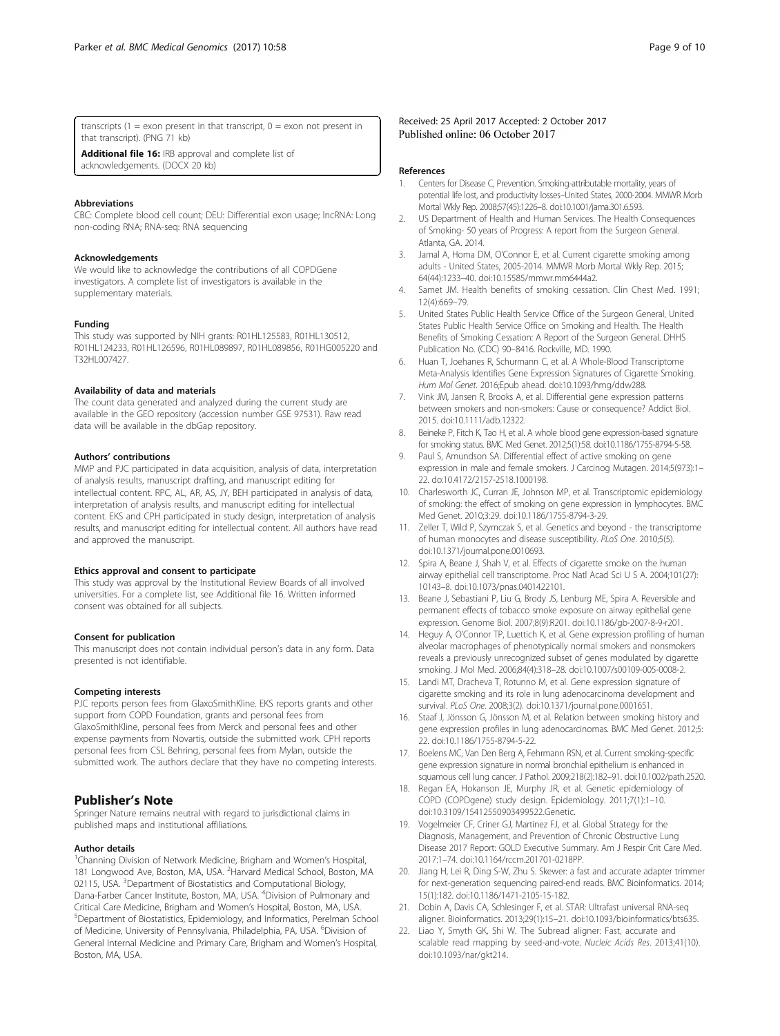transcripts (1 = exon present in that transcript, 0 = exon not present in that transcript). (PNG 71 kb)

**Additional file 16:** IRB approval and complete list of acknowledgements. (DOCX 20 kb)

#### Abbreviations

CBC: Complete blood cell count; DEU: Differential exon usage; lncRNA: Long non-coding RNA; RNA-seq: RNA sequencing

#### Acknowledgements

We would like to acknowledge the contributions of all COPDGene investigators. A complete list of investigators is available in the supplementary materials.

#### Funding

This study was supported by NIH grants: R01HL125583, R01HL130512, R01HL124233, R01HL126596, R01HL089897, R01HL089856, R01HG005220 and T32HL007427.

#### Availability of data and materials

The count data generated and analyzed during the current study are available in the GEO repository (accession number GSE 97531). Raw read data will be available in the dbGap repository.

#### Authors' contributions

MMP and PJC participated in data acquisition, analysis of data, interpretation of analysis results, manuscript drafting, and manuscript editing for intellectual content. RPC, AL, AR, AS, JY, BEH participated in analysis of data, interpretation of analysis results, and manuscript editing for intellectual content. EKS and CPH participated in study design, interpretation of analysis results, and manuscript editing for intellectual content. All authors have read and approved the manuscript.

#### Ethics approval and consent to participate

This study was approval by the Institutional Review Boards of all involved universities. For a complete list, see Additional file 16. Written informed consent was obtained for all subjects.

#### Consent for publication

This manuscript does not contain individual person's data in any form. Data presented is not identifiable.

#### Competing interests

PJC reports person fees from GlaxoSmithKline. EKS reports grants and other support from COPD Foundation, grants and personal fees from GlaxoSmithKline, personal fees from Merck and personal fees and other expense payments from Novartis, outside the submitted work. CPH reports personal fees from CSL Behring, personal fees from Mylan, outside the submitted work. The authors declare that they have no competing interests.

## Publisher's Note

Springer Nature remains neutral with regard to jurisdictional claims in published maps and institutional affiliations.

#### Author details

[1]Channing Division of Network Medicine, Brigham and Women's Hospital, 181 Longwood Ave, Boston, MA, USA. [2]Harvard Medical School, Boston, MA 02115, USA. [3]Department of Biostatistics and Computational Biology, Dana-Farber Cancer Institute, Boston, MA, USA. [4]Division of Pulmonary and Critical Care Medicine, Brigham and Women's Hospital, Boston, MA, USA. [5]Department of Biostatistics, Epidemiology, and Informatics, Perelman School of Medicine, University of Pennsylvania, Philadelphia, PA, USA. [6]Division of General Internal Medicine and Primary Care, Brigham and Women's Hospital, Boston, MA, USA.

Received: 25 April 2017 Accepted: 2 October 2017
Published online: 06 October 2017

#### References

1. Centers for Disease C, Prevention. Smoking-attributable mortality, years of potential life lost, and productivity losses–United States, 2000-2004. MMWR Morb Mortal Wkly Rep. 2008;57(45):1226–8. doi:10.1001/jama.301.6.593.
2. US Department of Health and Human Services. The Health Consequences of Smoking- 50 years of Progress: A report from the Surgeon General. Atlanta, GA. 2014.
3. Jamal A, Homa DM, O'Connor E, et al. Current cigarette smoking among adults - United States, 2005-2014. MMWR Morb Mortal Wkly Rep. 2015; 64(44):1233–40. doi:10.15585/mmwr.mm6444a2.
4. Samet JM. Health benefits of smoking cessation. Clin Chest Med. 1991; 12(4):669–79.
5. United States Public Health Service Office of the Surgeon General, United States Public Health Service Office on Smoking and Health. The Health Benefits of Smoking Cessation: A Report of the Surgeon General. DHHS Publication No. (CDC) 90–8416. Rockville, MD. 1990.
6. Huan T, Joehanes R, Schurmann C, et al. A Whole-Blood Transcriptome Meta-Analysis Identifies Gene Expression Signatures of Cigarette Smoking. *Hum Mol Genet*. 2016;Epub ahead. doi:10.1093/hmg/ddw288.
7. Vink JM, Jansen R, Brooks A, et al. Differential gene expression patterns between smokers and non-smokers: Cause or consequence? Addict Biol. 2015. doi:10.1111/adb.12322.
8. Beineke P, Fitch K, Tao H, et al. A whole blood gene expression-based signature for smoking status. BMC Med Genet. 2012;5(1):58. doi:10.1186/1755-8794-5-58.
9. Paul S, Amundson SA. Differential effect of active smoking on gene expression in male and female smokers. J Carcinog Mutagen. 2014;5(973):1–22. do:10.4172/2157-2518.1000198.
10. Charlesworth JC, Curran JE, Johnson MP, et al. Transcriptomic epidemiology of smoking: the effect of smoking on gene expression in lymphocytes. BMC Med Genet. 2010;3:29. doi:10.1186/1755-8794-3-29.
11. Zeller T, Wild P, Szymczak S, et al. Genetics and beyond - the transcriptome of human monocytes and disease susceptibility. *PLoS One*. 2010;5(5). doi:10.1371/journal.pone.0010693.
12. Spira A, Beane J, Shah V, et al. Effects of cigarette smoke on the human airway epithelial cell transcriptome. Proc Natl Acad Sci U S A. 2004;101(27): 10143–8. doi:10.1073/pnas.0401422101.
13. Beane J, Sebastiani P, Liu G, Brody JS, Lenburg ME, Spira A. Reversible and permanent effects of tobacco smoke exposure on airway epithelial gene expression. Genome Biol. 2007;8(9):R201. doi:10.1186/gb-2007-8-9-r201.
14. Heguy A, O'Connor TP, Luettich K, et al. Gene expression profiling of human alveolar macrophages of phenotypically normal smokers and nonsmokers reveals a previously unrecognized subset of genes modulated by cigarette smoking. J Mol Med. 2006;84(4):318–28. doi:10.1007/s00109-005-0008-2.
15. Landi MT, Dracheva T, Rotunno M, et al. Gene expression signature of cigarette smoking and its role in lung adenocarcinoma development and survival. *PLoS One*. 2008;3(2). doi:10.1371/journal.pone.0001651.
16. Staaf J, Jönsson G, Jönsson M, et al. Relation between smoking history and gene expression profiles in lung adenocarcinomas. BMC Med Genet. 2012;5: 22. doi:10.1186/1755-8794-5-22.
17. Boelens MC, Van Den Berg A, Fehrmann RSN, et al. Current smoking-specific gene expression signature in normal bronchial epithelium is enhanced in squamous cell lung cancer. J Pathol. 2009;218(2):182–91. doi:10.1002/path.2520.
18. Regan EA, Hokanson JE, Murphy JR, et al. Genetic epidemiology of COPD (COPDgene) study design. Epidemiology. 2011;7(1):1–10. doi:10.3109/15412550903499522.Genetic.
19. Vogelmeier CF, Criner GJ, Martinez FJ, et al. Global Strategy for the Diagnosis, Management, and Prevention of Chronic Obstructive Lung Disease 2017 Report: GOLD Executive Summary. Am J Respir Crit Care Med. 2017:1–74. doi:10.1164/rccm.201701-0218PP.
20. Jiang H, Lei R, Ding S-W, Zhu S. Skewer: a fast and accurate adapter trimmer for next-generation sequencing paired-end reads. BMC Bioinformatics. 2014; 15(1):182. doi:10.1186/1471-2105-15-182.
21. Dobin A, Davis CA, Schlesinger F, et al. STAR: Ultrafast universal RNA-seq aligner. Bioinformatics. 2013;29(1):15–21. doi:10.1093/bioinformatics/bts635.
22. Liao Y, Smyth GK, Shi W. The Subread aligner: Fast, accurate and scalable read mapping by seed-and-vote. *Nucleic Acids Res*. 2013;41(10). doi:10.1093/nar/gkt214.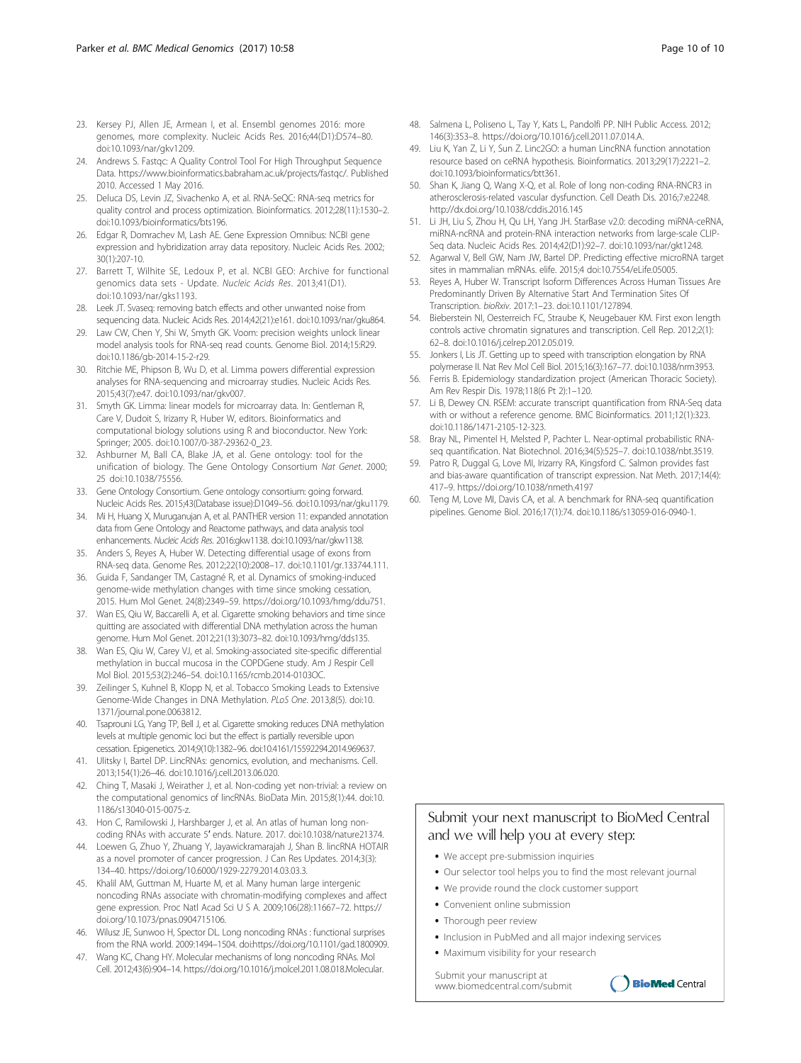23. Kersey PJ, Allen JE, Armean I, et al. Ensembl genomes 2016: more genomes, more complexity. Nucleic Acids Res. 2016;44(D1):D574–80. doi:10.1093/nar/gkv1209.
24. Andrews S. Fastqc: A Quality Control Tool For High Throughput Sequence Data. https://www.bioinformatics.babraham.ac.uk/projects/fastqc/. Published 2010. Accessed 1 May 2016.
25. Deluca DS, Levin JZ, Sivachenko A, et al. RNA-SeQC: RNA-seq metrics for quality control and process optimization. Bioinformatics. 2012;28(11):1530–2. doi:10.1093/bioinformatics/bts196.
26. Edgar R, Domrachev M, Lash AE. Gene Expression Omnibus: NCBI gene expression and hybridization array data repository. Nucleic Acids Res. 2002; 30(1):207-10.
27. Barrett T, Wilhite SE, Ledoux P, et al. NCBI GEO: Archive for functional genomics data sets - Update. *Nucleic Acids Res*. 2013;41(D1). doi:10.1093/nar/gks1193.
28. Leek JT. Svaseq: removing batch effects and other unwanted noise from sequencing data. Nucleic Acids Res. 2014;42(21):e161. doi:10.1093/nar/gku864.
29. Law CW, Chen Y, Shi W, Smyth GK. Voom: precision weights unlock linear model analysis tools for RNA-seq read counts. Genome Biol. 2014;15:R29. doi:10.1186/gb-2014-15-2-r29.
30. Ritchie ME, Phipson B, Wu D, et al. Limma powers differential expression analyses for RNA-sequencing and microarray studies. Nucleic Acids Res. 2015;43(7):e47. doi:10.1093/nar/gkv007.
31. Smyth GK. Limma: linear models for microarray data. In: Gentleman R, Care V, Dudoit S, Irizarry R, Huber W, editors. Bioinformatics and computational biology solutions using R and bioconductor. New York: Springer; 2005. doi:10.1007/0-387-29362-0_23.
32. Ashburner M, Ball CA, Blake JA, et al. Gene ontology: tool for the unification of biology. The Gene Ontology Consortium *Nat Genet*. 2000; 25 doi:10.1038/75556.
33. Gene Ontology Consortium. Gene ontology consortium: going forward. Nucleic Acids Res. 2015;43(Database issue):D1049–56. doi:10.1093/nar/gku1179.
34. Mi H, Huang X, Muruganujan A, et al. PANTHER version 11: expanded annotation data from Gene Ontology and Reactome pathways, and data analysis tool enhancements. *Nucleic Acids Res*. 2016:gkw1138. doi:10.1093/nar/gkw1138.
35. Anders S, Reyes A, Huber W. Detecting differential usage of exons from RNA-seq data. Genome Res. 2012;22(10):2008–17. doi:10.1101/gr.133744.111.
36. Guida F, Sandanger TM, Castagné R, et al. Dynamics of smoking-induced genome-wide methylation changes with time since smoking cessation, 2015. Hum Mol Genet. 24(8):2349–59. https://doi.org/10.1093/hmg/ddu751.
37. Wan ES, Qiu W, Baccarelli A, et al. Cigarette smoking behaviors and time since quitting are associated with differential DNA methylation across the human genome. Hum Mol Genet. 2012;21(13):3073–82. doi:10.1093/hmg/dds135.
38. Wan ES, Qiu W, Carey VJ, et al. Smoking-associated site-specific differential methylation in buccal mucosa in the COPDGene study. Am J Respir Cell Mol Biol. 2015;53(2):246–54. doi:10.1165/rcmb.2014-0103OC.
39. Zeilinger S, Kuhnel B, Klopp N, et al. Tobacco Smoking Leads to Extensive Genome-Wide Changes in DNA Methylation. *PLoS One*. 2013;8(5). doi:10.1371/journal.pone.0063812.
40. Tsaprouni LG, Yang TP, Bell J, et al. Cigarette smoking reduces DNA methylation levels at multiple genomic loci but the effect is partially reversible upon cessation. Epigenetics. 2014;9(10):1382–96. doi:10.4161/15592294.2014.969637.
41. Ulitsky I, Bartel DP. LincRNAs: genomics, evolution, and mechanisms. Cell. 2013;154(1):26–46. doi:10.1016/j.cell.2013.06.020.
42. Ching T, Masaki J, Weirather J, et al. Non-coding yet non-trivial: a review on the computational genomics of lincRNAs. BioData Min. 2015;8(1):44. doi:10.1186/s13040-015-0075-z.
43. Hon C, Ramilowski J, Harshbarger J, et al. An atlas of human long non-coding RNAs with accurate 5′ ends. Nature. 2017. doi:10.1038/nature21374.
44. Loewen G, Zhuo Y, Zhuang Y, Jayawickramarajah J, Shan B. lincRNA HOTAIR as a novel promoter of cancer progression. J Can Res Updates. 2014;3(3): 134–40. https://doi.org/10.6000/1929-2279.2014.03.03.3.
45. Khalil AM, Guttman M, Huarte M, et al. Many human large intergenic noncoding RNAs associate with chromatin-modifying complexes and affect gene expression. Proc Natl Acad Sci U S A. 2009;106(28):11667–72. https://doi.org/10.1073/pnas.0904715106.
46. Wilusz JE, Sunwoo H, Spector DL. Long noncoding RNAs : functional surprises from the RNA world. 2009:1494–1504. doi:https://doi.org/10.1101/gad.1800909.
47. Wang KC, Chang HY. Molecular mechanisms of long noncoding RNAs. Mol Cell. 2012;43(6):904–14. https://doi.org/10.1016/j.molcel.2011.08.018.Molecular.
48. Salmena L, Poliseno L, Tay Y, Kats L, Pandolfi PP. NIH Public Access. 2012; 146(3):353–8. https://doi.org/10.1016/j.cell.2011.07.014.A.
49. Liu K, Yan Z, Li Y, Sun Z. Linc2GO: a human LincRNA function annotation resource based on ceRNA hypothesis. Bioinformatics. 2013;29(17):2221–2. doi:10.1093/bioinformatics/btt361.
50. Shan K, Jiang Q, Wang X-Q, et al. Role of long non-coding RNA-RNCR3 in atherosclerosis-related vascular dysfunction. Cell Death Dis. 2016;7:e2248. http://dx.doi.org/10.1038/cddis.2016.145
51. Li JH, Liu S, Zhou H, Qu LH, Yang JH. StarBase v2.0: decoding miRNA-ceRNA, miRNA-ncRNA and protein-RNA interaction networks from large-scale CLIP-Seq data. Nucleic Acids Res. 2014;42(D1):92–7. doi:10.1093/nar/gkt1248.
52. Agarwal V, Bell GW, Nam JW, Bartel DP. Predicting effective microRNA target sites in mammalian mRNAs. elife. 2015;4 doi:10.7554/eLife.05005.
53. Reyes A, Huber W. Transcript Isoform Differences Across Human Tissues Are Predominantly Driven By Alternative Start And Termination Sites Of Transcription. *bioRxiv*. 2017:1–23. doi:10.1101/127894.
54. Bieberstein NI, Oesterreich FC, Straube K, Neugebauer KM. First exon length controls active chromatin signatures and transcription. Cell Rep. 2012;2(1): 62–8. doi:10.1016/j.celrep.2012.05.019.
55. Jonkers I, Lis JT. Getting up to speed with transcription elongation by RNA polymerase II. Nat Rev Mol Cell Biol. 2015;16(3):167–77. doi:10.1038/nrm3953.
56. Ferris B. Epidemiology standardization project (American Thoracic Society). Am Rev Respir Dis. 1978;118(6 Pt 2):1–120.
57. Li B, Dewey CN. RSEM: accurate transcript quantification from RNA-Seq data with or without a reference genome. BMC Bioinformatics. 2011;12(1):323. doi:10.1186/1471-2105-12-323.
58. Bray NL, Pimentel H, Melsted P, Pachter L. Near-optimal probabilistic RNA-seq quantification. Nat Biotechnol. 2016;34(5):525–7. doi:10.1038/nbt.3519.
59. Patro R, Duggal G, Love MI, Irizarry RA, Kingsford C. Salmon provides fast and bias-aware quantification of transcript expression. Nat Meth. 2017;14(4): 417–9. https://doi.org/10.1038/nmeth.4197
60. Teng M, Love MI, Davis CA, et al. A benchmark for RNA-seq quantification pipelines. Genome Biol. 2016;17(1):74. doi:10.1186/s13059-016-0940-1.

## Submit your next manuscript to BioMed Central and we will help you at every step:

- We accept pre-submission inquiries
- Our selector tool helps you to find the most relevant journal
- We provide round the clock customer support
- Convenient online submission
- Thorough peer review
- Inclusion in PubMed and all major indexing services
- Maximum visibility for your research

Submit your manuscript at
www.biomedcentral.com/submit

BioMed Central